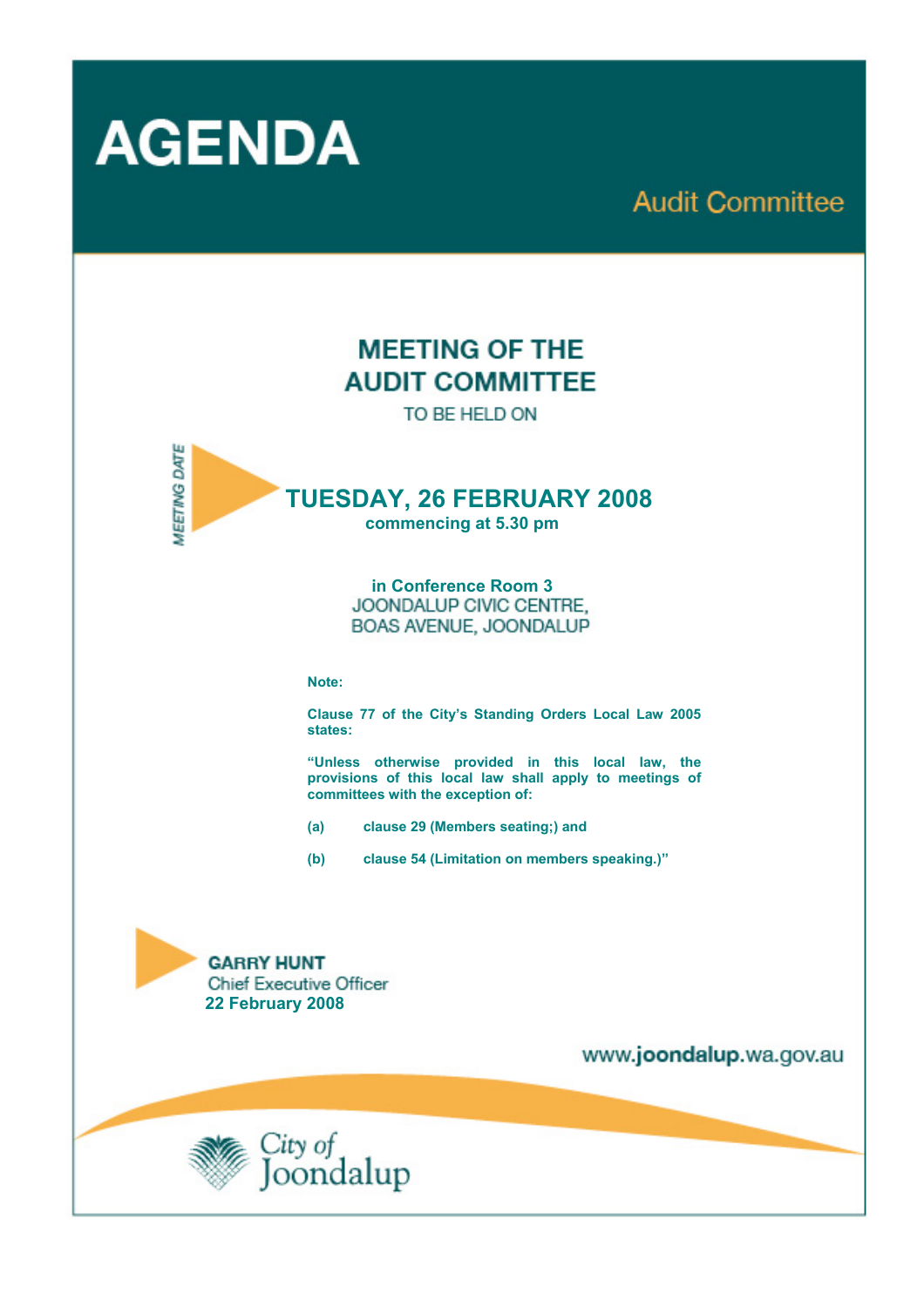# AGENDA

## Audit Committee

## MEETING OF THE AUDIT COMMITTEE

TO BE HELD ON

MEETING DATE

## TUESDAY, 26 FEBRUARY 2008

**commencing at 5.30 pm**

**in Conference Room 3**
JOONDALUP CIVIC CENTRE,
BOAS AVENUE, JOONDALUP

**Note:**

**Clause 77 of the City's Standing Orders Local Law 2005 states:**

**"Unless otherwise provided in this local law, the provisions of this local law shall apply to meetings of committees with the exception of:**

**(a) clause 29 (Members seating;) and**

**(b) clause 54 (Limitation on members speaking.)"**

**GARRY HUNT**
Chief Executive Officer
**22 February 2008**

www.**joondalup**.wa.gov.au

City of Joondalup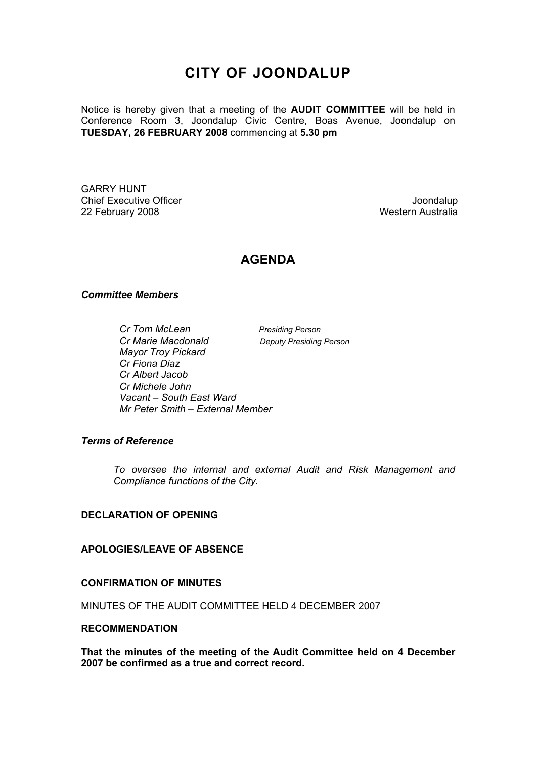# CITY OF JOONDALUP

Notice is hereby given that a meeting of the **AUDIT COMMITTEE** will be held in Conference Room 3, Joondalup Civic Centre, Boas Avenue, Joondalup on **TUESDAY, 26 FEBRUARY 2008** commencing at **5.30 pm**

GARRY HUNT
Chief Executive Officer
22 February 2008

Joondalup
Western Australia

## AGENDA

***Committee Members***

*Cr Tom McLean* — *Presiding Person*
*Cr Marie Macdonald* — *Deputy Presiding Person*
*Mayor Troy Pickard*
*Cr Fiona Diaz*
*Cr Albert Jacob*
*Cr Michele John*
*Vacant – South East Ward*
*Mr Peter Smith – External Member*

***Terms of Reference***

*To oversee the internal and external Audit and Risk Management and Compliance functions of the City.*

**DECLARATION OF OPENING**

**APOLOGIES/LEAVE OF ABSENCE**

**CONFIRMATION OF MINUTES**

MINUTES OF THE AUDIT COMMITTEE HELD 4 DECEMBER 2007

**RECOMMENDATION**

**That the minutes of the meeting of the Audit Committee held on 4 December 2007 be confirmed as a true and correct record.**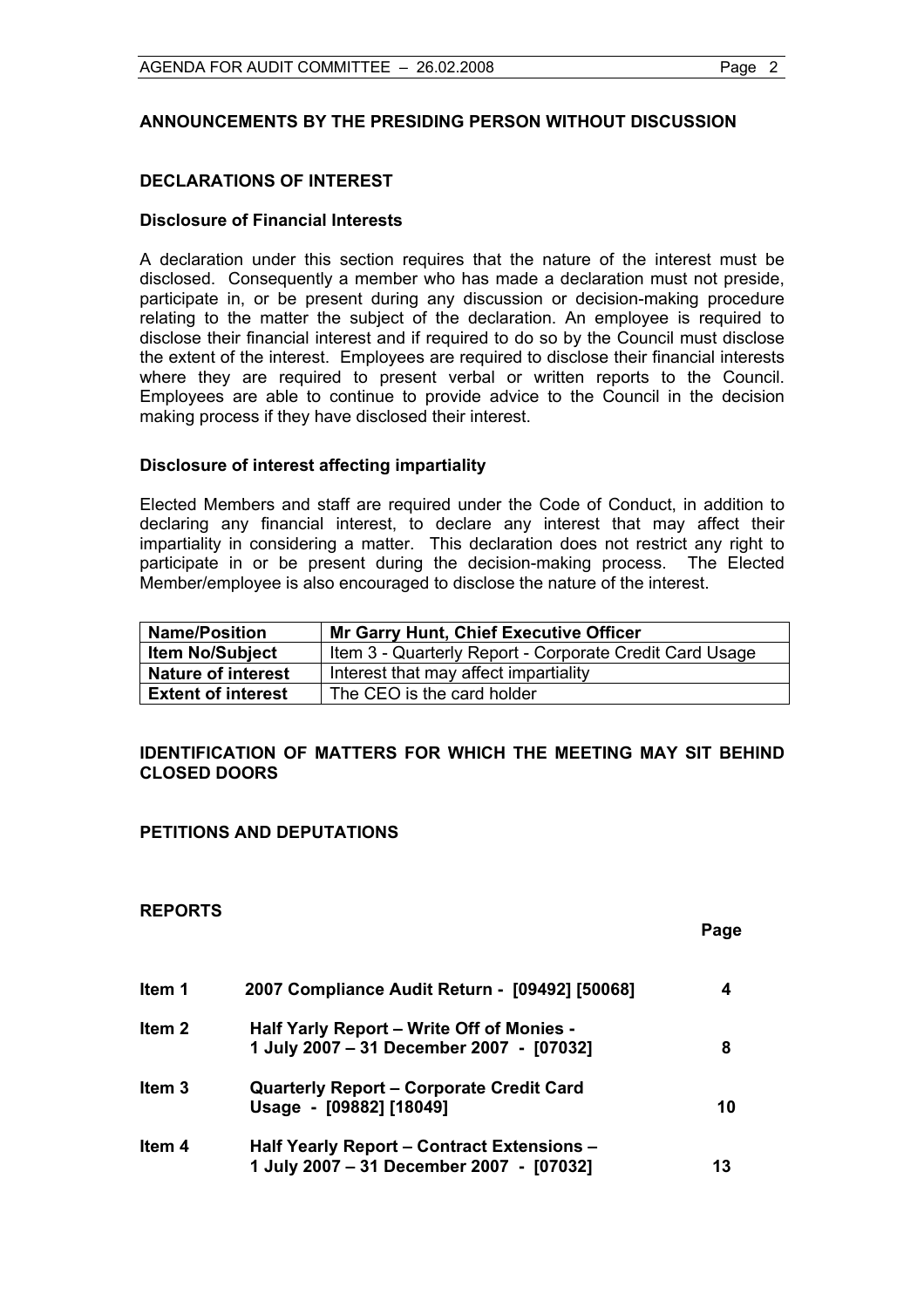## ANNOUNCEMENTS BY THE PRESIDING PERSON WITHOUT DISCUSSION

## DECLARATIONS OF INTEREST

### Disclosure of Financial Interests

A declaration under this section requires that the nature of the interest must be disclosed. Consequently a member who has made a declaration must not preside, participate in, or be present during any discussion or decision-making procedure relating to the matter the subject of the declaration. An employee is required to disclose their financial interest and if required to do so by the Council must disclose the extent of the interest. Employees are required to disclose their financial interests where they are required to present verbal or written reports to the Council. Employees are able to continue to provide advice to the Council in the decision making process if they have disclosed their interest.

### Disclosure of interest affecting impartiality

Elected Members and staff are required under the Code of Conduct, in addition to declaring any financial interest, to declare any interest that may affect their impartiality in considering a matter. This declaration does not restrict any right to participate in or be present during the decision-making process. The Elected Member/employee is also encouraged to disclose the nature of the interest.

| **Name/Position** | **Mr Garry Hunt, Chief Executive Officer** |
|---|---|
| **Item No/Subject** | Item 3 - Quarterly Report - Corporate Credit Card Usage |
| **Nature of interest** | Interest that may affect impartiality |
| **Extent of interest** | The CEO is the card holder |

## IDENTIFICATION OF MATTERS FOR WHICH THE MEETING MAY SIT BEHIND CLOSED DOORS

## PETITIONS AND DEPUTATIONS

## REPORTS

| | | **Page** |
|---|---|---|
| **Item 1** | **2007 Compliance Audit Return - [09492] [50068]** | **4** |
| **Item 2** | **Half Yarly Report – Write Off of Monies - 1 July 2007 – 31 December 2007 - [07032]** | **8** |
| **Item 3** | **Quarterly Report – Corporate Credit Card Usage - [09882] [18049]** | **10** |
| **Item 4** | **Half Yearly Report – Contract Extensions – 1 July 2007 – 31 December 2007 - [07032]** | **13** |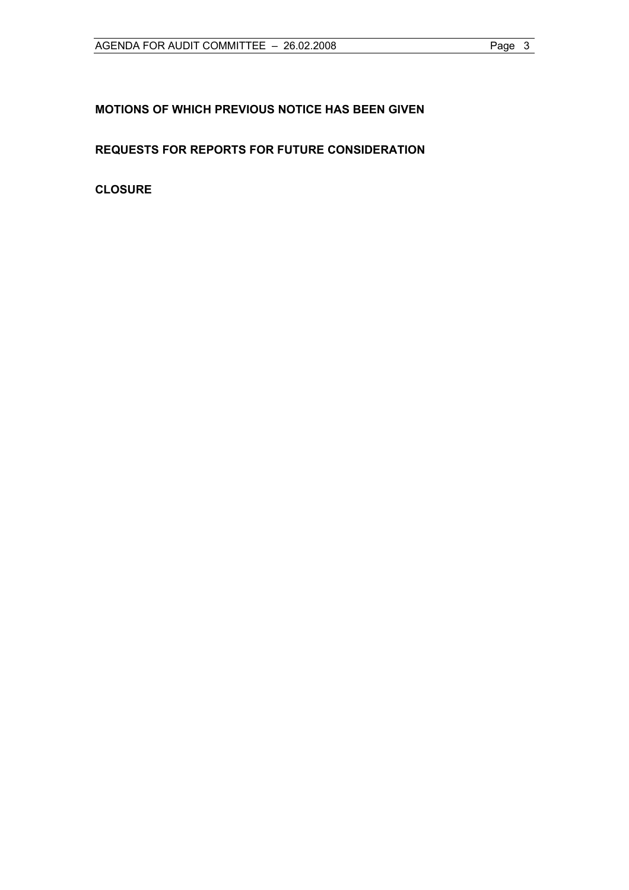**MOTIONS OF WHICH PREVIOUS NOTICE HAS BEEN GIVEN**

**REQUESTS FOR REPORTS FOR FUTURE CONSIDERATION**

**CLOSURE**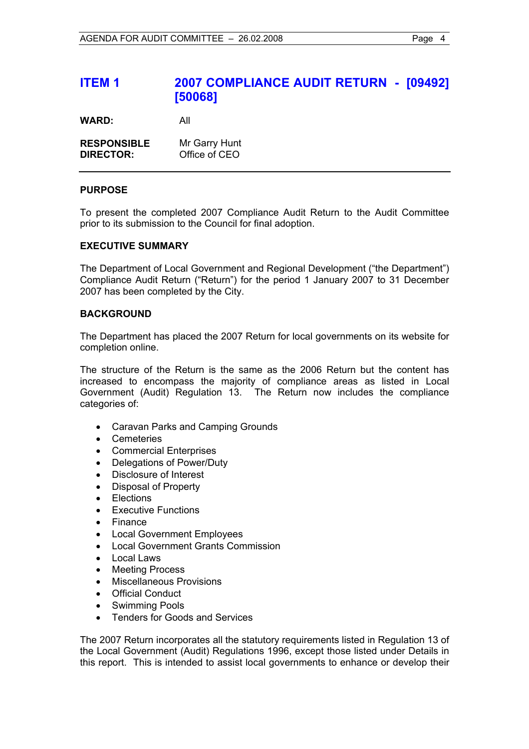## ITEM 1 2007 COMPLIANCE AUDIT RETURN - [09492] [50068]

**WARD:** All

**RESPONSIBLE DIRECTOR:** Mr Garry Hunt
Office of CEO

---

**PURPOSE**

To present the completed 2007 Compliance Audit Return to the Audit Committee prior to its submission to the Council for final adoption.

**EXECUTIVE SUMMARY**

The Department of Local Government and Regional Development ("the Department") Compliance Audit Return ("Return") for the period 1 January 2007 to 31 December 2007 has been completed by the City.

**BACKGROUND**

The Department has placed the 2007 Return for local governments on its website for completion online.

The structure of the Return is the same as the 2006 Return but the content has increased to encompass the majority of compliance areas as listed in Local Government (Audit) Regulation 13. The Return now includes the compliance categories of:

- Caravan Parks and Camping Grounds
- Cemeteries
- Commercial Enterprises
- Delegations of Power/Duty
- Disclosure of Interest
- Disposal of Property
- Elections
- Executive Functions
- Finance
- Local Government Employees
- Local Government Grants Commission
- Local Laws
- Meeting Process
- Miscellaneous Provisions
- Official Conduct
- Swimming Pools
- Tenders for Goods and Services

The 2007 Return incorporates all the statutory requirements listed in Regulation 13 of the Local Government (Audit) Regulations 1996, except those listed under Details in this report. This is intended to assist local governments to enhance or develop their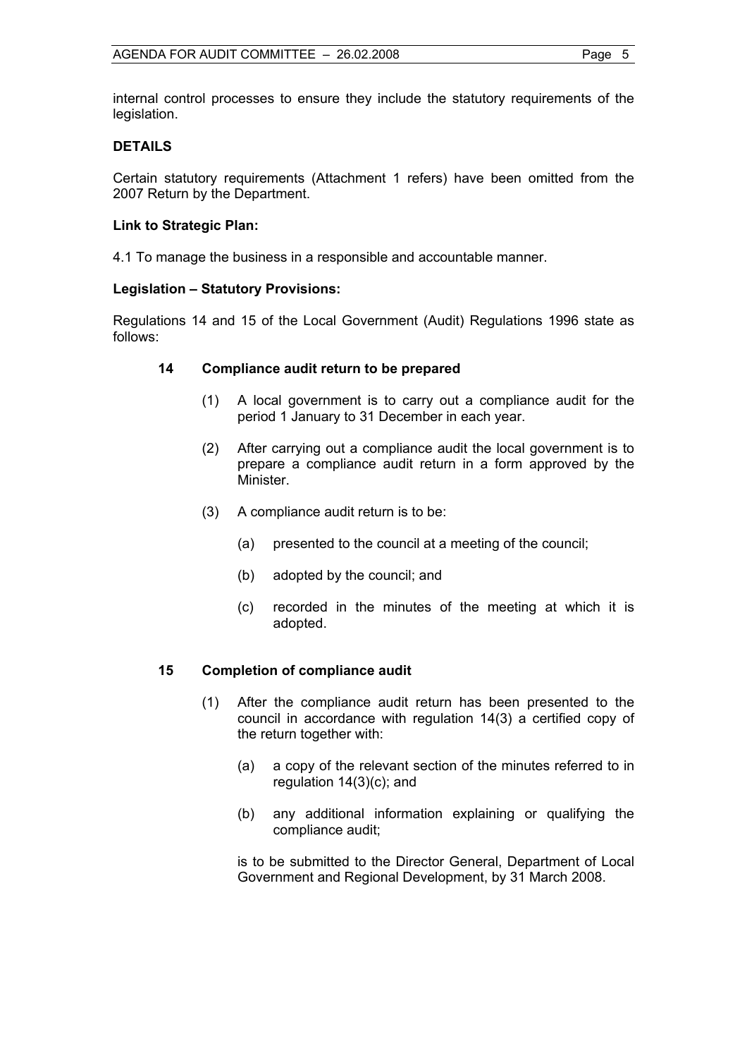internal control processes to ensure they include the statutory requirements of the legislation.

**DETAILS**

Certain statutory requirements (Attachment 1 refers) have been omitted from the 2007 Return by the Department.

**Link to Strategic Plan:**

4.1 To manage the business in a responsible and accountable manner.

**Legislation – Statutory Provisions:**

Regulations 14 and 15 of the Local Government (Audit) Regulations 1996 state as follows:

**14 Compliance audit return to be prepared**

(1) A local government is to carry out a compliance audit for the period 1 January to 31 December in each year.

(2) After carrying out a compliance audit the local government is to prepare a compliance audit return in a form approved by the Minister.

(3) A compliance audit return is to be:

(a) presented to the council at a meeting of the council;

(b) adopted by the council; and

(c) recorded in the minutes of the meeting at which it is adopted.

**15 Completion of compliance audit**

(1) After the compliance audit return has been presented to the council in accordance with regulation 14(3) a certified copy of the return together with:

(a) a copy of the relevant section of the minutes referred to in regulation 14(3)(c); and

(b) any additional information explaining or qualifying the compliance audit;

is to be submitted to the Director General, Department of Local Government and Regional Development, by 31 March 2008.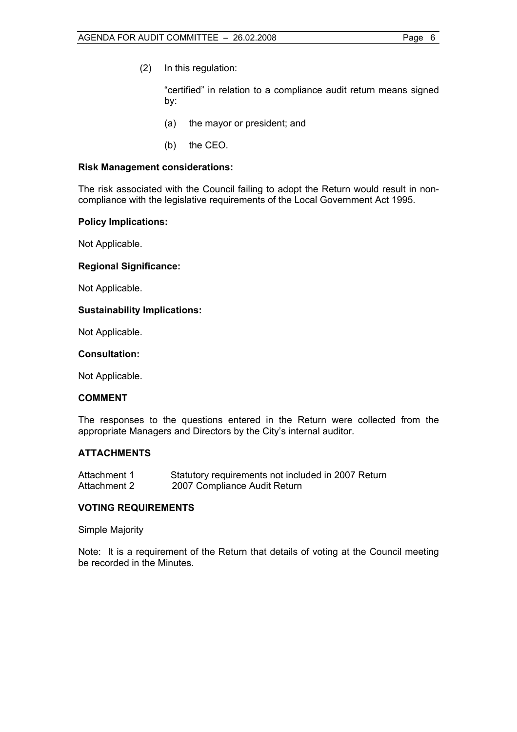(2) In this regulation:

"certified" in relation to a compliance audit return means signed by:

(a) the mayor or president; and

(b) the CEO.

**Risk Management considerations:**

The risk associated with the Council failing to adopt the Return would result in non-compliance with the legislative requirements of the Local Government Act 1995.

**Policy Implications:**

Not Applicable.

**Regional Significance:**

Not Applicable.

**Sustainability Implications:**

Not Applicable.

**Consultation:**

Not Applicable.

## COMMENT

The responses to the questions entered in the Return were collected from the appropriate Managers and Directors by the City's internal auditor.

## ATTACHMENTS

| | |
|---|---|
| Attachment 1 | Statutory requirements not included in 2007 Return |
| Attachment 2 | 2007 Compliance Audit Return |

## VOTING REQUIREMENTS

Simple Majority

Note: It is a requirement of the Return that details of voting at the Council meeting be recorded in the Minutes.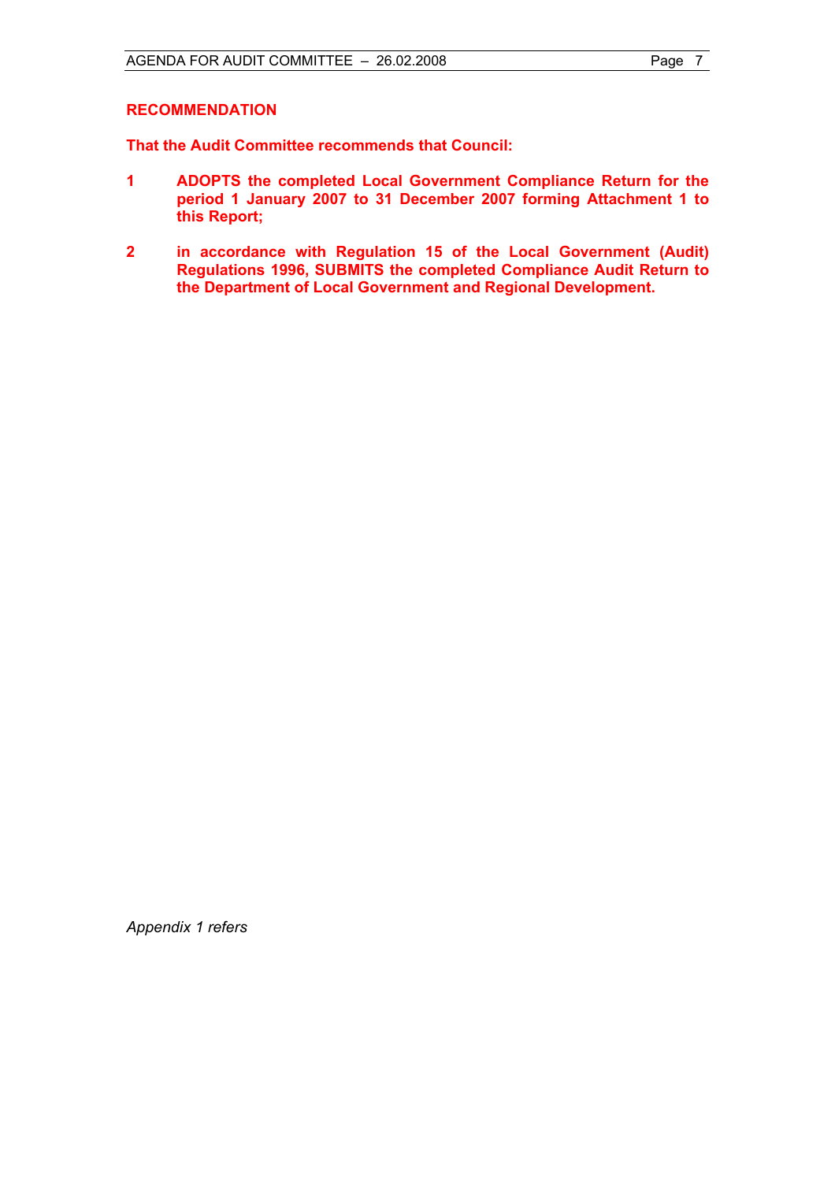**RECOMMENDATION**

**That the Audit Committee recommends that Council:**

1. **ADOPTS the completed Local Government Compliance Return for the period 1 January 2007 to 31 December 2007 forming Attachment 1 to this Report;**

2. **in accordance with Regulation 15 of the Local Government (Audit) Regulations 1996, SUBMITS the completed Compliance Audit Return to the Department of Local Government and Regional Development.**

*Appendix 1 refers*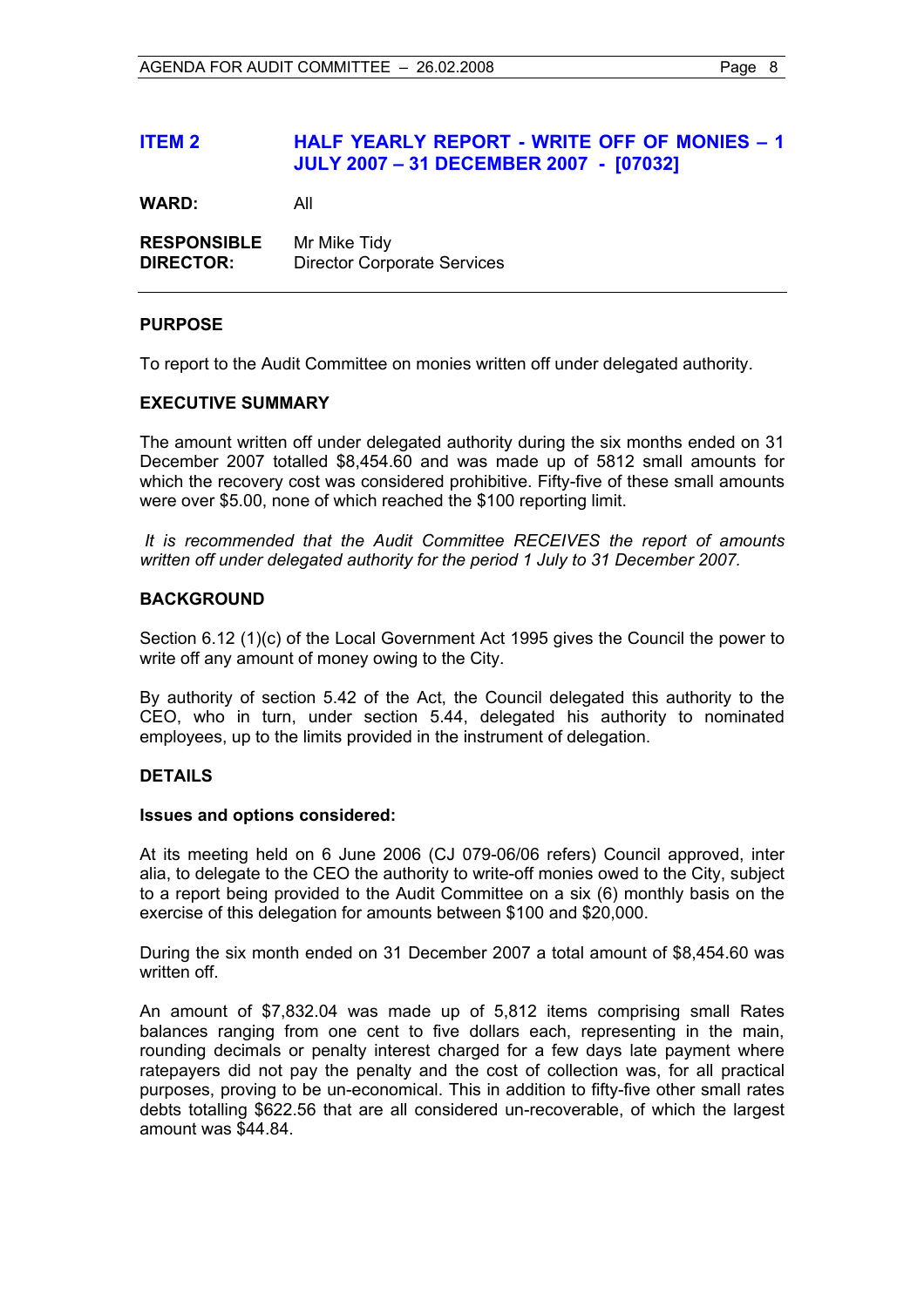## ITEM 2 HALF YEARLY REPORT - WRITE OFF OF MONIES – 1 JULY 2007 – 31 DECEMBER 2007 - [07032]

**WARD:** All

**RESPONSIBLE DIRECTOR:** Mr Mike Tidy
Director Corporate Services

### PURPOSE

To report to the Audit Committee on monies written off under delegated authority.

### EXECUTIVE SUMMARY

The amount written off under delegated authority during the six months ended on 31 December 2007 totalled $8,454.60 and was made up of 5812 small amounts for which the recovery cost was considered prohibitive. Fifty-five of these small amounts were over $5.00, none of which reached the $100 reporting limit.

*It is recommended that the Audit Committee RECEIVES the report of amounts written off under delegated authority for the period 1 July to 31 December 2007.*

### BACKGROUND

Section 6.12 (1)(c) of the Local Government Act 1995 gives the Council the power to write off any amount of money owing to the City.

By authority of section 5.42 of the Act, the Council delegated this authority to the CEO, who in turn, under section 5.44, delegated his authority to nominated employees, up to the limits provided in the instrument of delegation.

### DETAILS

**Issues and options considered:**

At its meeting held on 6 June 2006 (CJ 079-06/06 refers) Council approved, inter alia, to delegate to the CEO the authority to write-off monies owed to the City, subject to a report being provided to the Audit Committee on a six (6) monthly basis on the exercise of this delegation for amounts between $100 and $20,000.

During the six month ended on 31 December 2007 a total amount of $8,454.60 was written off.

An amount of $7,832.04 was made up of 5,812 items comprising small Rates balances ranging from one cent to five dollars each, representing in the main, rounding decimals or penalty interest charged for a few days late payment where ratepayers did not pay the penalty and the cost of collection was, for all practical purposes, proving to be un-economical. This in addition to fifty-five other small rates debts totalling $622.56 that are all considered un-recoverable, of which the largest amount was $44.84.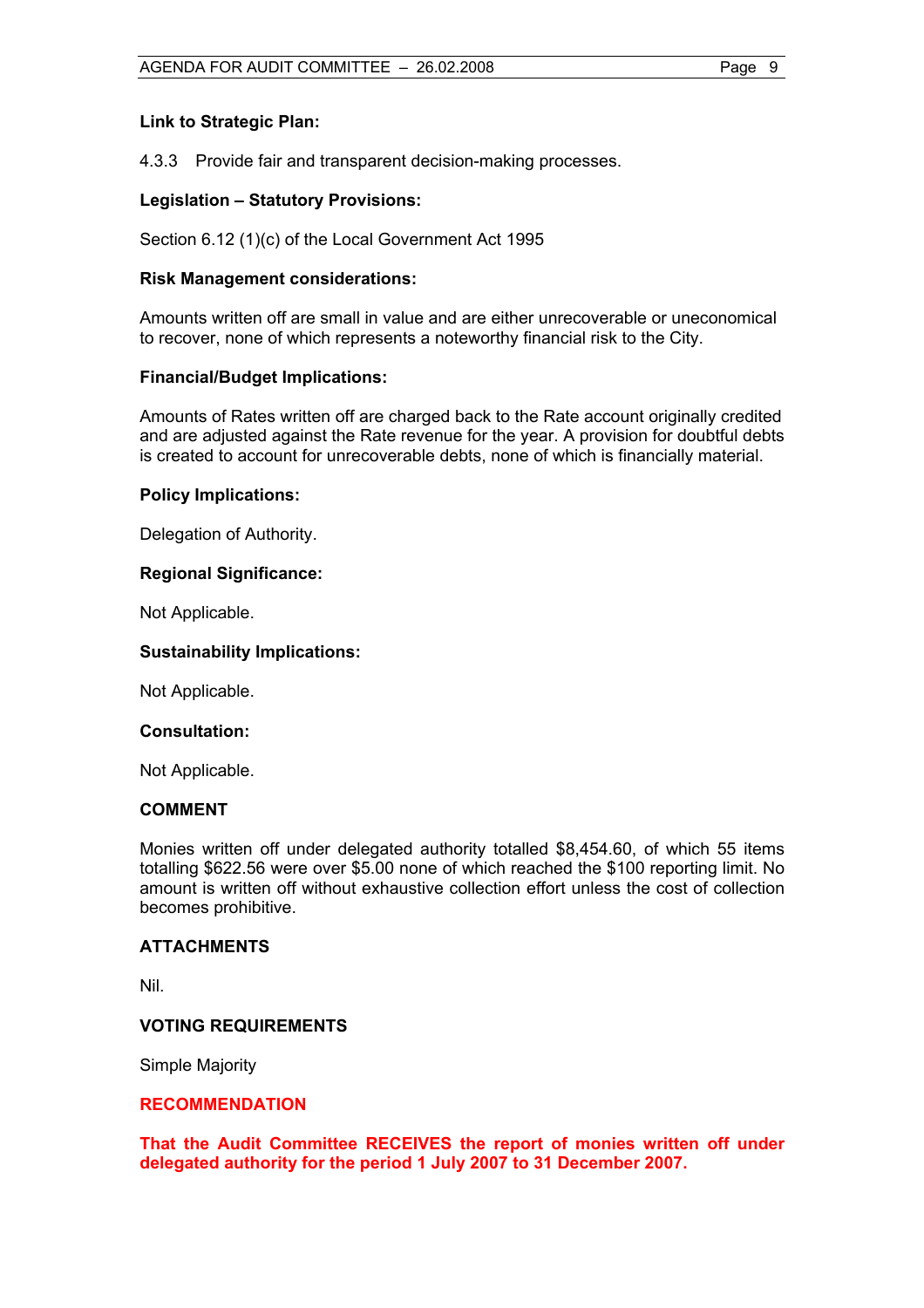**Link to Strategic Plan:**

4.3.3 Provide fair and transparent decision-making processes.

**Legislation – Statutory Provisions:**

Section 6.12 (1)(c) of the Local Government Act 1995

**Risk Management considerations:**

Amounts written off are small in value and are either unrecoverable or uneconomical to recover, none of which represents a noteworthy financial risk to the City.

**Financial/Budget Implications:**

Amounts of Rates written off are charged back to the Rate account originally credited and are adjusted against the Rate revenue for the year. A provision for doubtful debts is created to account for unrecoverable debts, none of which is financially material.

**Policy Implications:**

Delegation of Authority.

**Regional Significance:**

Not Applicable.

**Sustainability Implications:**

Not Applicable.

**Consultation:**

Not Applicable.

## COMMENT

Monies written off under delegated authority totalled $8,454.60, of which 55 items totalling $622.56 were over $5.00 none of which reached the $100 reporting limit. No amount is written off without exhaustive collection effort unless the cost of collection becomes prohibitive.

## ATTACHMENTS

Nil.

## VOTING REQUIREMENTS

Simple Majority

## RECOMMENDATION

**That the Audit Committee RECEIVES the report of monies written off under delegated authority for the period 1 July 2007 to 31 December 2007.**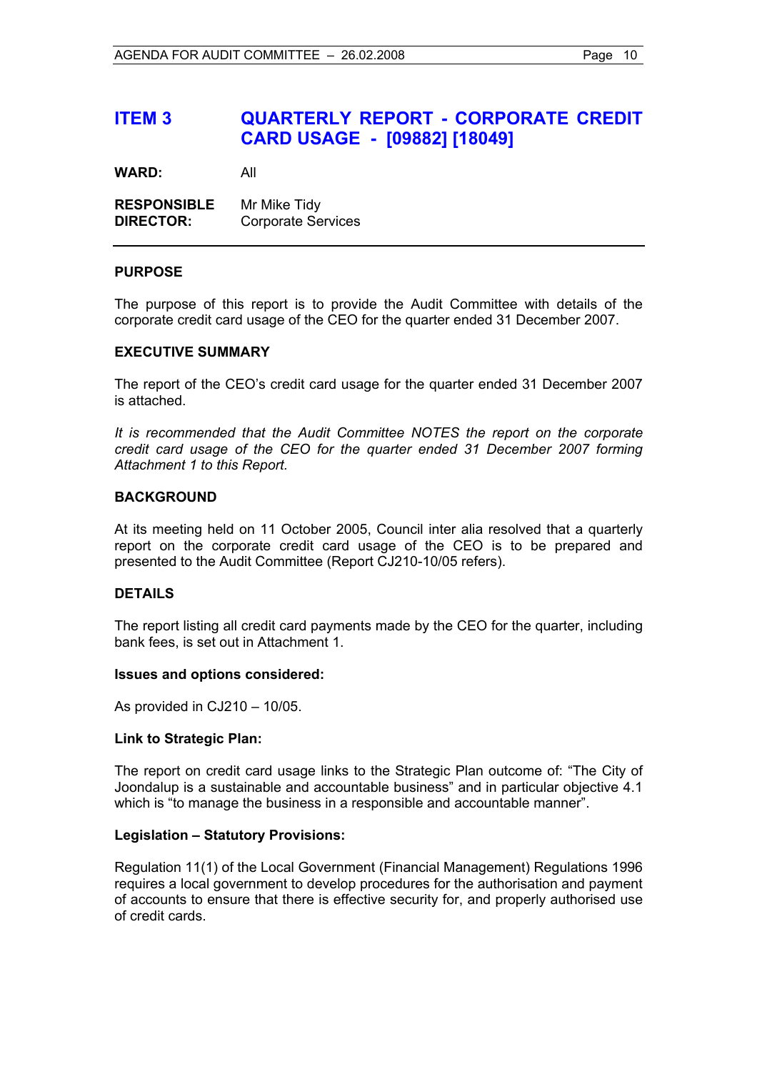# ITEM 3 QUARTERLY REPORT - CORPORATE CREDIT CARD USAGE - [09882] [18049]

**WARD:** All

**RESPONSIBLE DIRECTOR:** Mr Mike Tidy
Corporate Services

## PURPOSE

The purpose of this report is to provide the Audit Committee with details of the corporate credit card usage of the CEO for the quarter ended 31 December 2007.

## EXECUTIVE SUMMARY

The report of the CEO's credit card usage for the quarter ended 31 December 2007 is attached.

*It is recommended that the Audit Committee NOTES the report on the corporate credit card usage of the CEO for the quarter ended 31 December 2007 forming Attachment 1 to this Report.*

## BACKGROUND

At its meeting held on 11 October 2005, Council inter alia resolved that a quarterly report on the corporate credit card usage of the CEO is to be prepared and presented to the Audit Committee (Report CJ210-10/05 refers).

## DETAILS

The report listing all credit card payments made by the CEO for the quarter, including bank fees, is set out in Attachment 1.

### Issues and options considered:

As provided in CJ210 – 10/05.

### Link to Strategic Plan:

The report on credit card usage links to the Strategic Plan outcome of: "The City of Joondalup is a sustainable and accountable business" and in particular objective 4.1 which is "to manage the business in a responsible and accountable manner".

### Legislation – Statutory Provisions:

Regulation 11(1) of the Local Government (Financial Management) Regulations 1996 requires a local government to develop procedures for the authorisation and payment of accounts to ensure that there is effective security for, and properly authorised use of credit cards.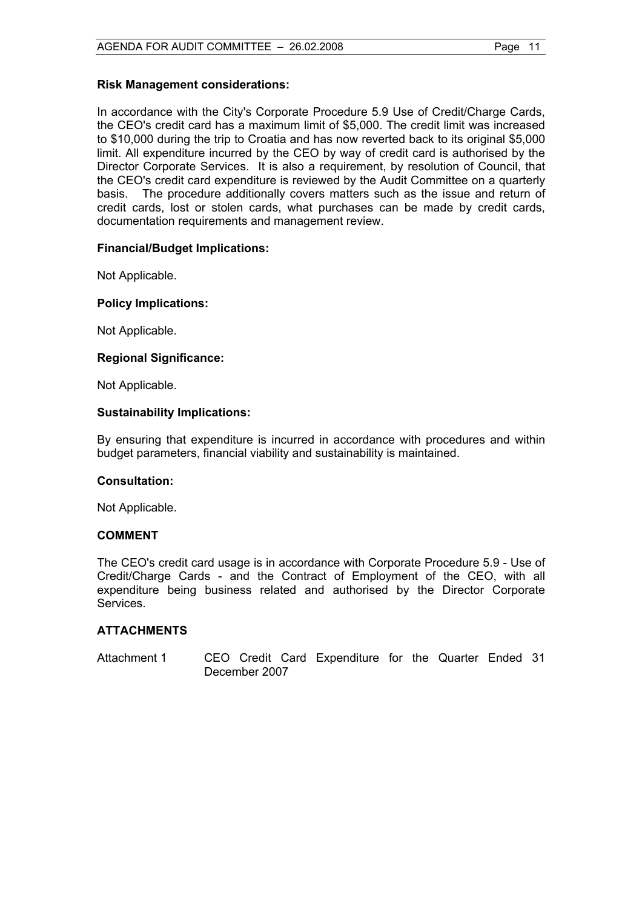**Risk Management considerations:**

In accordance with the City's Corporate Procedure 5.9 Use of Credit/Charge Cards, the CEO's credit card has a maximum limit of $5,000. The credit limit was increased to $10,000 during the trip to Croatia and has now reverted back to its original $5,000 limit. All expenditure incurred by the CEO by way of credit card is authorised by the Director Corporate Services. It is also a requirement, by resolution of Council, that the CEO's credit card expenditure is reviewed by the Audit Committee on a quarterly basis. The procedure additionally covers matters such as the issue and return of credit cards, lost or stolen cards, what purchases can be made by credit cards, documentation requirements and management review.

**Financial/Budget Implications:**

Not Applicable.

**Policy Implications:**

Not Applicable.

**Regional Significance:**

Not Applicable.

**Sustainability Implications:**

By ensuring that expenditure is incurred in accordance with procedures and within budget parameters, financial viability and sustainability is maintained.

**Consultation:**

Not Applicable.

## COMMENT

The CEO's credit card usage is in accordance with Corporate Procedure 5.9 - Use of Credit/Charge Cards - and the Contract of Employment of the CEO, with all expenditure being business related and authorised by the Director Corporate Services.

## ATTACHMENTS

Attachment 1 CEO Credit Card Expenditure for the Quarter Ended 31 December 2007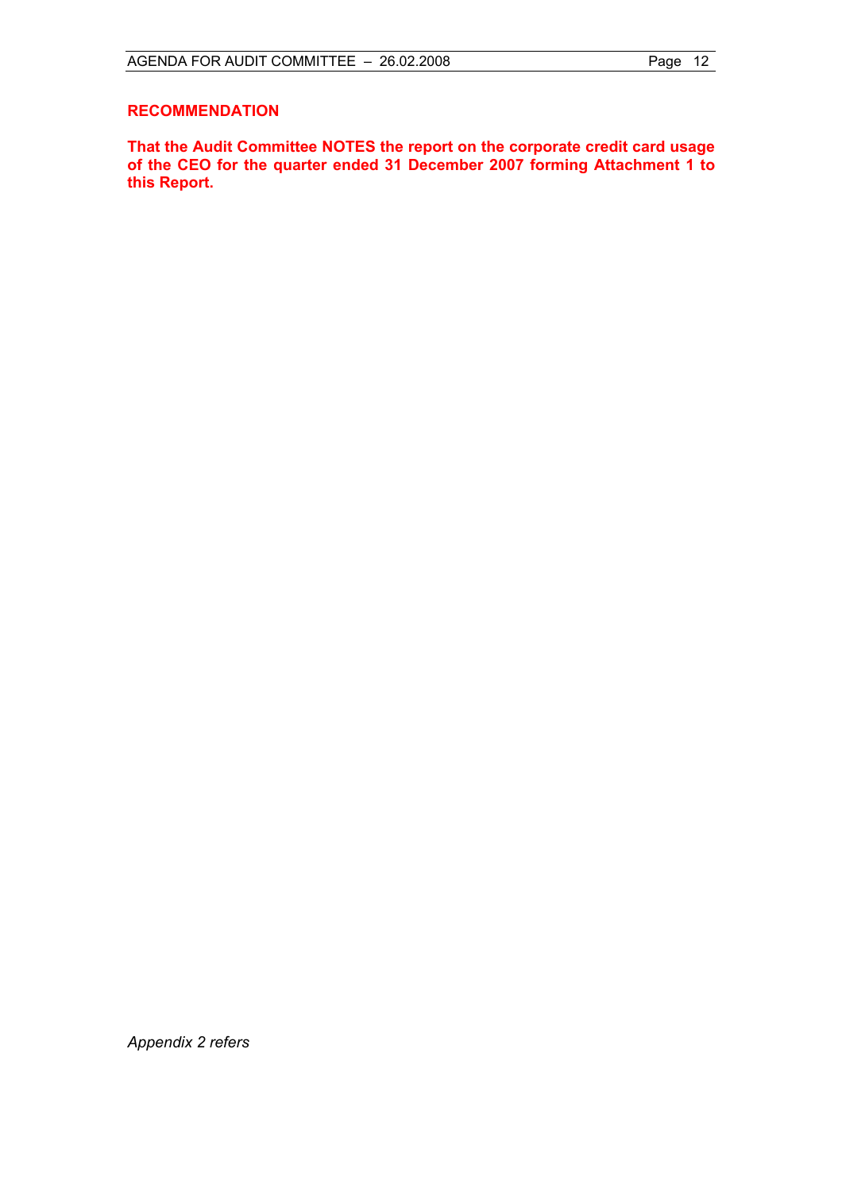**RECOMMENDATION**

**That the Audit Committee NOTES the report on the corporate credit card usage of the CEO for the quarter ended 31 December 2007 forming Attachment 1 to this Report.**

*Appendix 2 refers*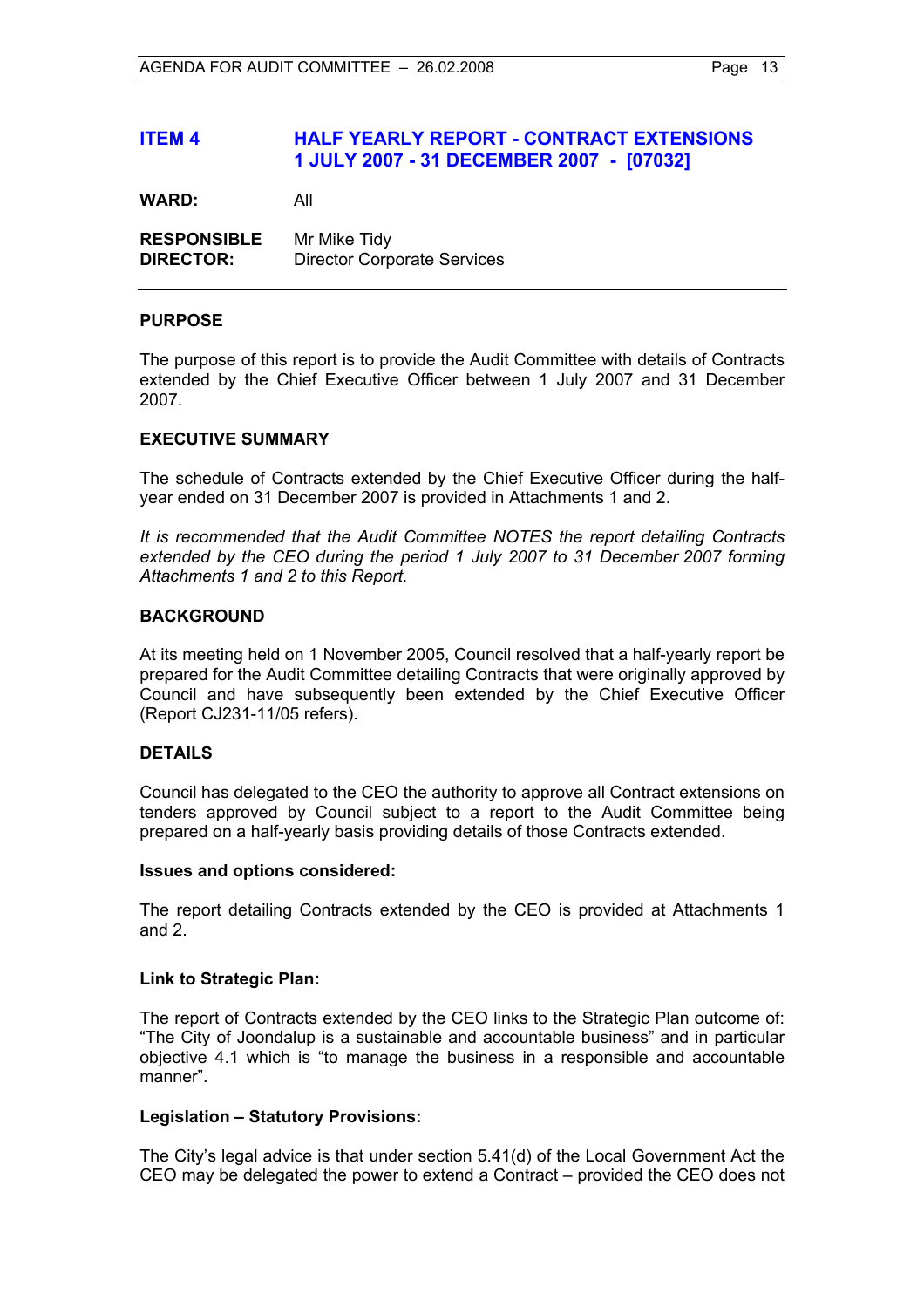## ITEM 4 HALF YEARLY REPORT - CONTRACT EXTENSIONS 1 JULY 2007 - 31 DECEMBER 2007 - [07032]

**WARD:** All

**RESPONSIBLE DIRECTOR:** Mr Mike Tidy
Director Corporate Services

### PURPOSE

The purpose of this report is to provide the Audit Committee with details of Contracts extended by the Chief Executive Officer between 1 July 2007 and 31 December 2007.

### EXECUTIVE SUMMARY

The schedule of Contracts extended by the Chief Executive Officer during the half-year ended on 31 December 2007 is provided in Attachments 1 and 2.

*It is recommended that the Audit Committee NOTES the report detailing Contracts extended by the CEO during the period 1 July 2007 to 31 December 2007 forming Attachments 1 and 2 to this Report.*

### BACKGROUND

At its meeting held on 1 November 2005, Council resolved that a half-yearly report be prepared for the Audit Committee detailing Contracts that were originally approved by Council and have subsequently been extended by the Chief Executive Officer (Report CJ231-11/05 refers).

### DETAILS

Council has delegated to the CEO the authority to approve all Contract extensions on tenders approved by Council subject to a report to the Audit Committee being prepared on a half-yearly basis providing details of those Contracts extended.

#### Issues and options considered:

The report detailing Contracts extended by the CEO is provided at Attachments 1 and 2.

#### Link to Strategic Plan:

The report of Contracts extended by the CEO links to the Strategic Plan outcome of: "The City of Joondalup is a sustainable and accountable business" and in particular objective 4.1 which is "to manage the business in a responsible and accountable manner".

#### Legislation – Statutory Provisions:

The City's legal advice is that under section 5.41(d) of the Local Government Act the CEO may be delegated the power to extend a Contract – provided the CEO does not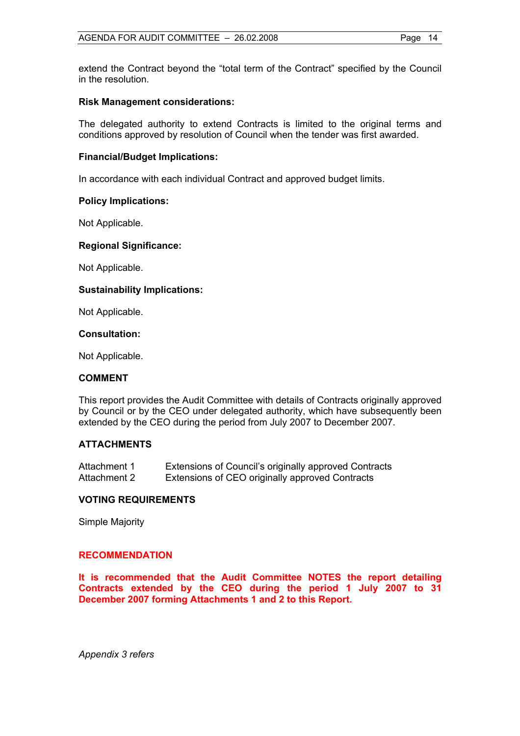extend the Contract beyond the "total term of the Contract" specified by the Council in the resolution.

**Risk Management considerations:**

The delegated authority to extend Contracts is limited to the original terms and conditions approved by resolution of Council when the tender was first awarded.

**Financial/Budget Implications:**

In accordance with each individual Contract and approved budget limits.

**Policy Implications:**

Not Applicable.

**Regional Significance:**

Not Applicable.

**Sustainability Implications:**

Not Applicable.

**Consultation:**

Not Applicable.

## COMMENT

This report provides the Audit Committee with details of Contracts originally approved by Council or by the CEO under delegated authority, which have subsequently been extended by the CEO during the period from July 2007 to December 2007.

## ATTACHMENTS

| | |
|---|---|
| Attachment 1 | Extensions of Council's originally approved Contracts |
| Attachment 2 | Extensions of CEO originally approved Contracts |

## VOTING REQUIREMENTS

Simple Majority

## RECOMMENDATION

**It is recommended that the Audit Committee NOTES the report detailing Contracts extended by the CEO during the period 1 July 2007 to 31 December 2007 forming Attachments 1 and 2 to this Report.**

*Appendix 3 refers*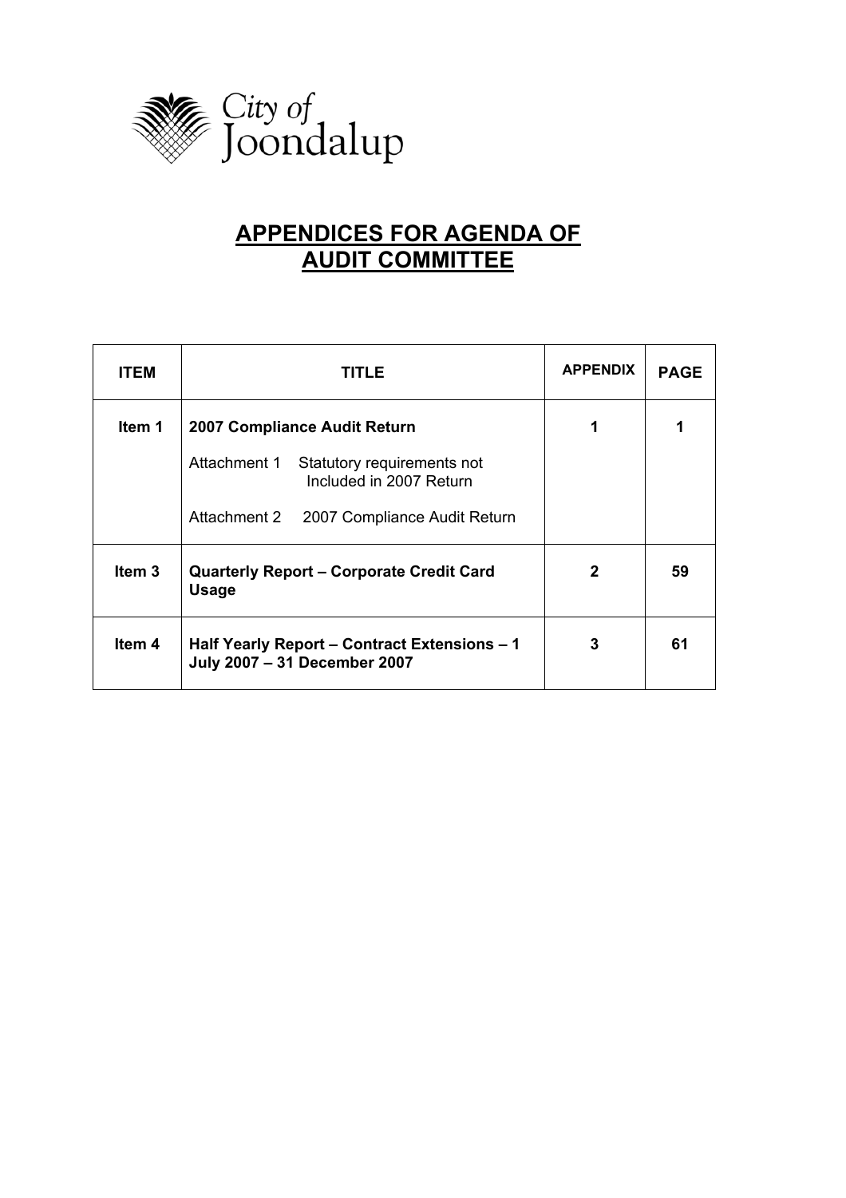City of Joondalup

# APPENDICES FOR AGENDA OF AUDIT COMMITTEE

| ITEM | TITLE | APPENDIX | PAGE |
|---|---|---|---|
| Item 1 | **2007 Compliance Audit Return**<br>Attachment 1 Statutory requirements not Included in 2007 Return<br>Attachment 2 2007 Compliance Audit Return | 1 | 1 |
| Item 3 | **Quarterly Report – Corporate Credit Card Usage** | 2 | 59 |
| Item 4 | **Half Yearly Report – Contract Extensions – 1 July 2007 – 31 December 2007** | 3 | 61 |